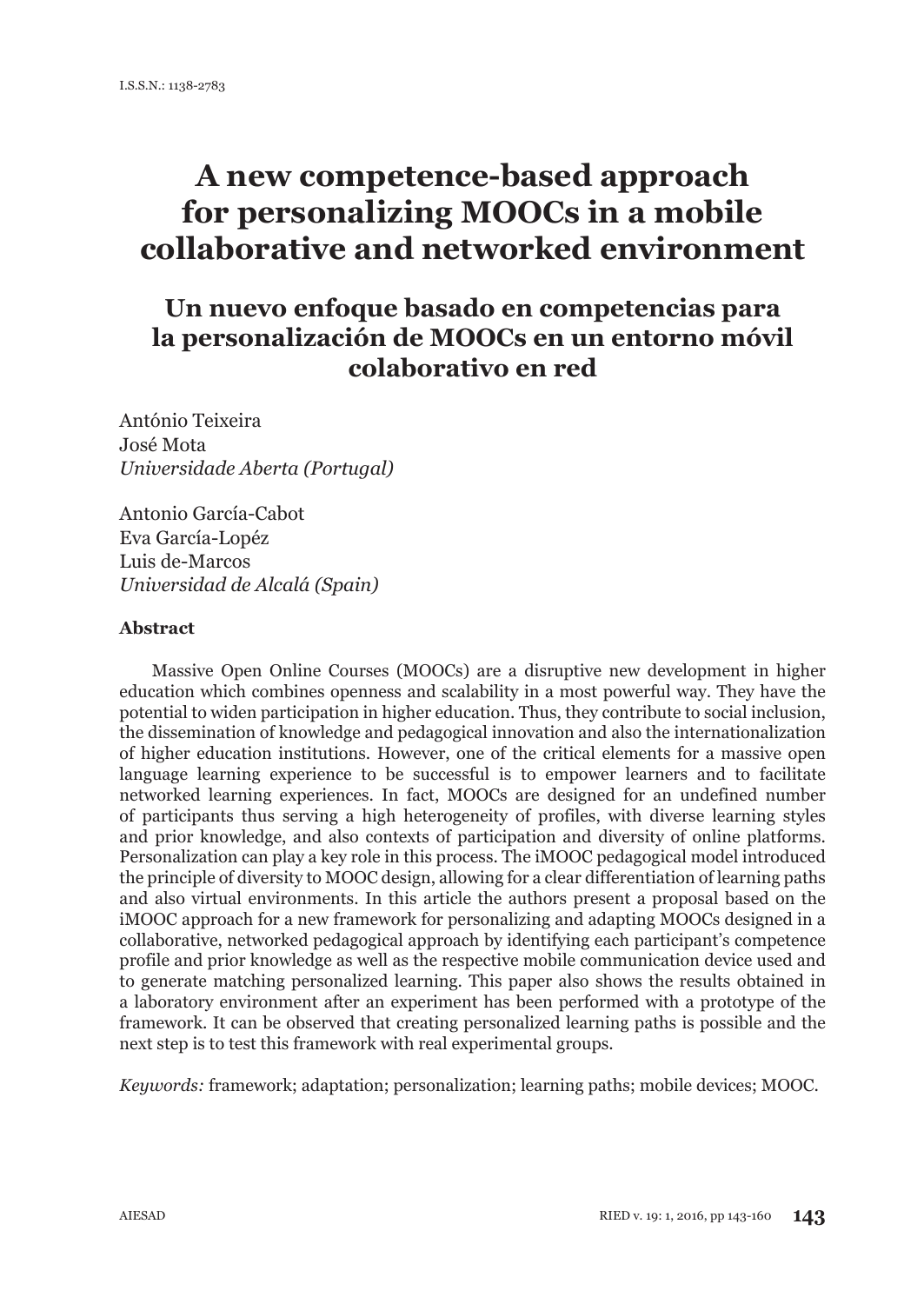# A new competence-based approach for personalizing MOOCs in a mobile collaborative and networked environment

## Un nuevo enfoque basado en competencias para la personalización de MOOCs en un entorno móvil colaborativo en red

António Teixeira
José Mota
*Universidade Aberta (Portugal)*

Antonio García-Cabot
Eva García-Lopéz
Luis de-Marcos
*Universidad de Alcalá (Spain)*

### Abstract

Massive Open Online Courses (MOOCs) are a disruptive new development in higher education which combines openness and scalability in a most powerful way. They have the potential to widen participation in higher education. Thus, they contribute to social inclusion, the dissemination of knowledge and pedagogical innovation and also the internationalization of higher education institutions. However, one of the critical elements for a massive open language learning experience to be successful is to empower learners and to facilitate networked learning experiences. In fact, MOOCs are designed for an undefined number of participants thus serving a high heterogeneity of profiles, with diverse learning styles and prior knowledge, and also contexts of participation and diversity of online platforms. Personalization can play a key role in this process. The iMOOC pedagogical model introduced the principle of diversity to MOOC design, allowing for a clear differentiation of learning paths and also virtual environments. In this article the authors present a proposal based on the iMOOC approach for a new framework for personalizing and adapting MOOCs designed in a collaborative, networked pedagogical approach by identifying each participant's competence profile and prior knowledge as well as the respective mobile communication device used and to generate matching personalized learning. This paper also shows the results obtained in a laboratory environment after an experiment has been performed with a prototype of the framework. It can be observed that creating personalized learning paths is possible and the next step is to test this framework with real experimental groups.

*Keywords:* framework; adaptation; personalization; learning paths; mobile devices; MOOC.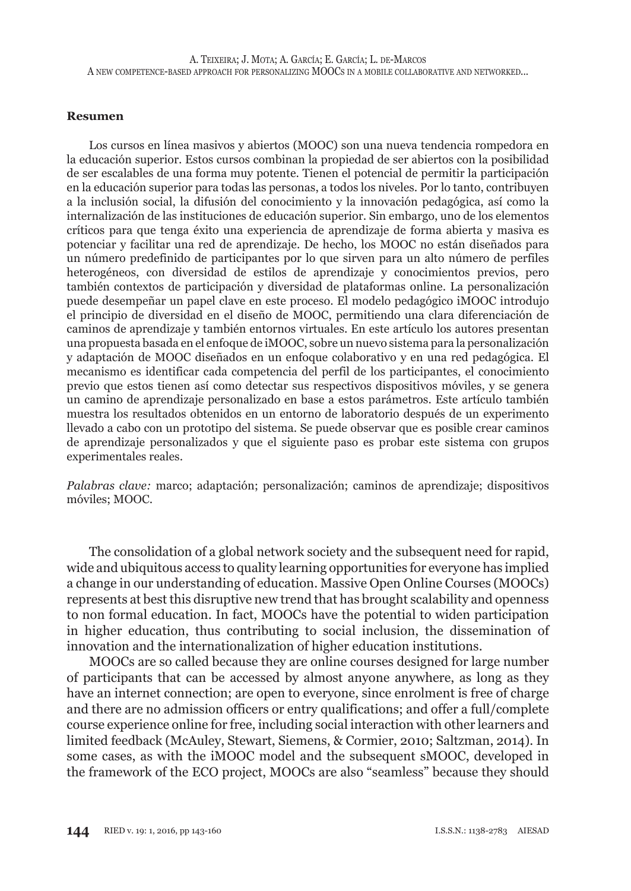**Resumen**

Los cursos en línea masivos y abiertos (MOOC) son una nueva tendencia rompedora en la educación superior. Estos cursos combinan la propiedad de ser abiertos con la posibilidad de ser escalables de una forma muy potente. Tienen el potencial de permitir la participación en la educación superior para todas las personas, a todos los niveles. Por lo tanto, contribuyen a la inclusión social, la difusión del conocimiento y la innovación pedagógica, así como la internalización de las instituciones de educación superior. Sin embargo, uno de los elementos críticos para que tenga éxito una experiencia de aprendizaje de forma abierta y masiva es potenciar y facilitar una red de aprendizaje. De hecho, los MOOC no están diseñados para un número predefinido de participantes por lo que sirven para un alto número de perfiles heterogéneos, con diversidad de estilos de aprendizaje y conocimientos previos, pero también contextos de participación y diversidad de plataformas online. La personalización puede desempeñar un papel clave en este proceso. El modelo pedagógico iMOOC introdujo el principio de diversidad en el diseño de MOOC, permitiendo una clara diferenciación de caminos de aprendizaje y también entornos virtuales. En este artículo los autores presentan una propuesta basada en el enfoque de iMOOC, sobre un nuevo sistema para la personalización y adaptación de MOOC diseñados en un enfoque colaborativo y en una red pedagógica. El mecanismo es identificar cada competencia del perfil de los participantes, el conocimiento previo que estos tienen así como detectar sus respectivos dispositivos móviles, y se genera un camino de aprendizaje personalizado en base a estos parámetros. Este artículo también muestra los resultados obtenidos en un entorno de laboratorio después de un experimento llevado a cabo con un prototipo del sistema. Se puede observar que es posible crear caminos de aprendizaje personalizados y que el siguiente paso es probar este sistema con grupos experimentales reales.

*Palabras clave:* marco; adaptación; personalización; caminos de aprendizaje; dispositivos móviles; MOOC.

The consolidation of a global network society and the subsequent need for rapid, wide and ubiquitous access to quality learning opportunities for everyone has implied a change in our understanding of education. Massive Open Online Courses (MOOCs) represents at best this disruptive new trend that has brought scalability and openness to non formal education. In fact, MOOCs have the potential to widen participation in higher education, thus contributing to social inclusion, the dissemination of innovation and the internationalization of higher education institutions.

MOOCs are so called because they are online courses designed for large number of participants that can be accessed by almost anyone anywhere, as long as they have an internet connection; are open to everyone, since enrolment is free of charge and there are no admission officers or entry qualifications; and offer a full/complete course experience online for free, including social interaction with other learners and limited feedback (McAuley, Stewart, Siemens, & Cormier, 2010; Saltzman, 2014). In some cases, as with the iMOOC model and the subsequent sMOOC, developed in the framework of the ECO project, MOOCs are also "seamless" because they should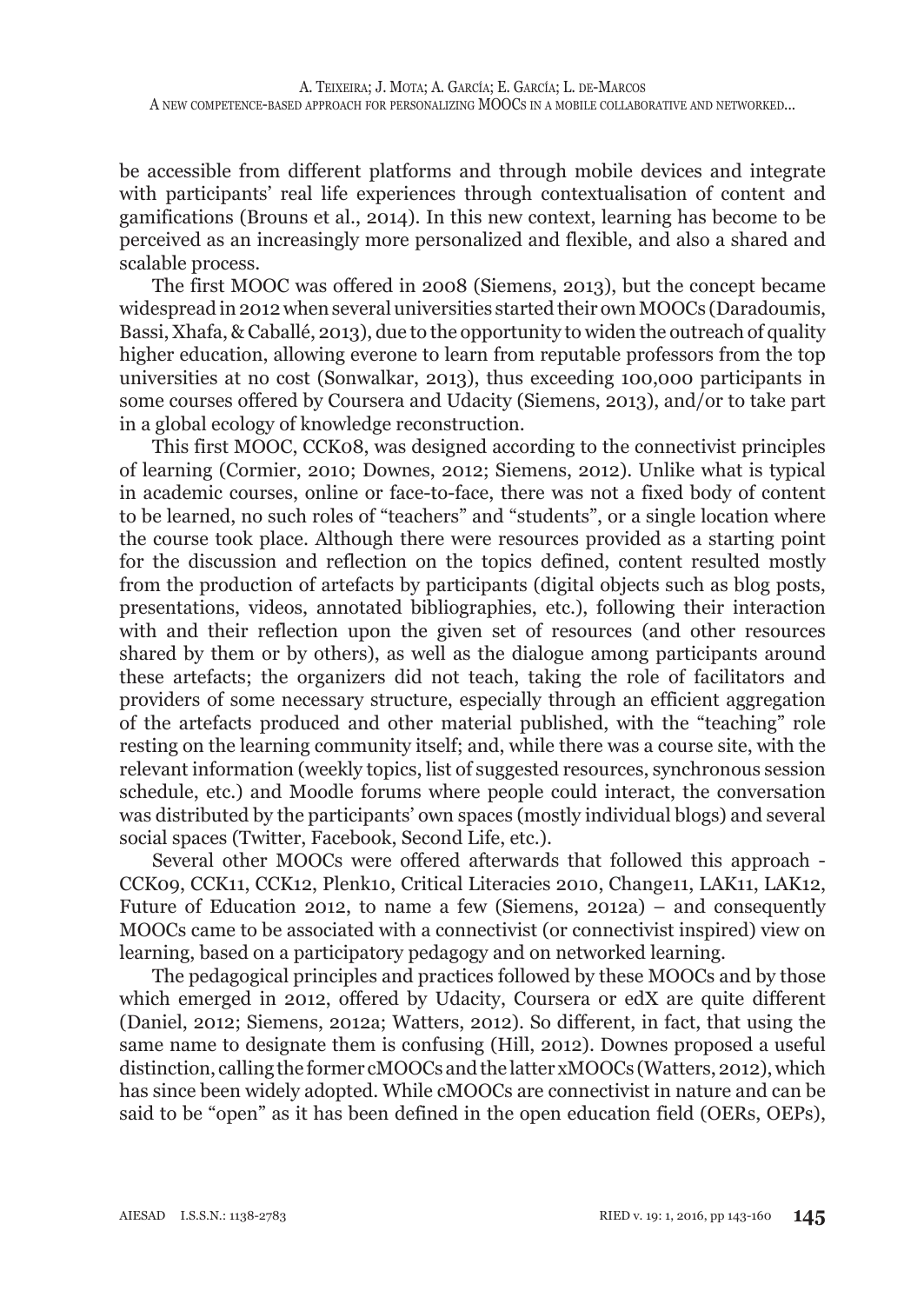be accessible from different platforms and through mobile devices and integrate with participants' real life experiences through contextualisation of content and gamifications (Brouns et al., 2014). In this new context, learning has become to be perceived as an increasingly more personalized and flexible, and also a shared and scalable process.

The first MOOC was offered in 2008 (Siemens, 2013), but the concept became widespread in 2012 when several universities started their own MOOCs (Daradoumis, Bassi, Xhafa, & Caballé, 2013), due to the opportunity to widen the outreach of quality higher education, allowing everone to learn from reputable professors from the top universities at no cost (Sonwalkar, 2013), thus exceeding 100,000 participants in some courses offered by Coursera and Udacity (Siemens, 2013), and/or to take part in a global ecology of knowledge reconstruction.

This first MOOC, CCK08, was designed according to the connectivist principles of learning (Cormier, 2010; Downes, 2012; Siemens, 2012). Unlike what is typical in academic courses, online or face-to-face, there was not a fixed body of content to be learned, no such roles of "teachers" and "students", or a single location where the course took place. Although there were resources provided as a starting point for the discussion and reflection on the topics defined, content resulted mostly from the production of artefacts by participants (digital objects such as blog posts, presentations, videos, annotated bibliographies, etc.), following their interaction with and their reflection upon the given set of resources (and other resources shared by them or by others), as well as the dialogue among participants around these artefacts; the organizers did not teach, taking the role of facilitators and providers of some necessary structure, especially through an efficient aggregation of the artefacts produced and other material published, with the "teaching" role resting on the learning community itself; and, while there was a course site, with the relevant information (weekly topics, list of suggested resources, synchronous session schedule, etc.) and Moodle forums where people could interact, the conversation was distributed by the participants' own spaces (mostly individual blogs) and several social spaces (Twitter, Facebook, Second Life, etc.).

Several other MOOCs were offered afterwards that followed this approach - CCK09, CCK11, CCK12, Plenk10, Critical Literacies 2010, Change11, LAK11, LAK12, Future of Education 2012, to name a few (Siemens, 2012a) – and consequently MOOCs came to be associated with a connectivist (or connectivist inspired) view on learning, based on a participatory pedagogy and on networked learning.

The pedagogical principles and practices followed by these MOOCs and by those which emerged in 2012, offered by Udacity, Coursera or edX are quite different (Daniel, 2012; Siemens, 2012a; Watters, 2012). So different, in fact, that using the same name to designate them is confusing (Hill, 2012). Downes proposed a useful distinction, calling the former cMOOCs and the latter xMOOCs (Watters, 2012), which has since been widely adopted. While cMOOCs are connectivist in nature and can be said to be "open" as it has been defined in the open education field (OERs, OEPs),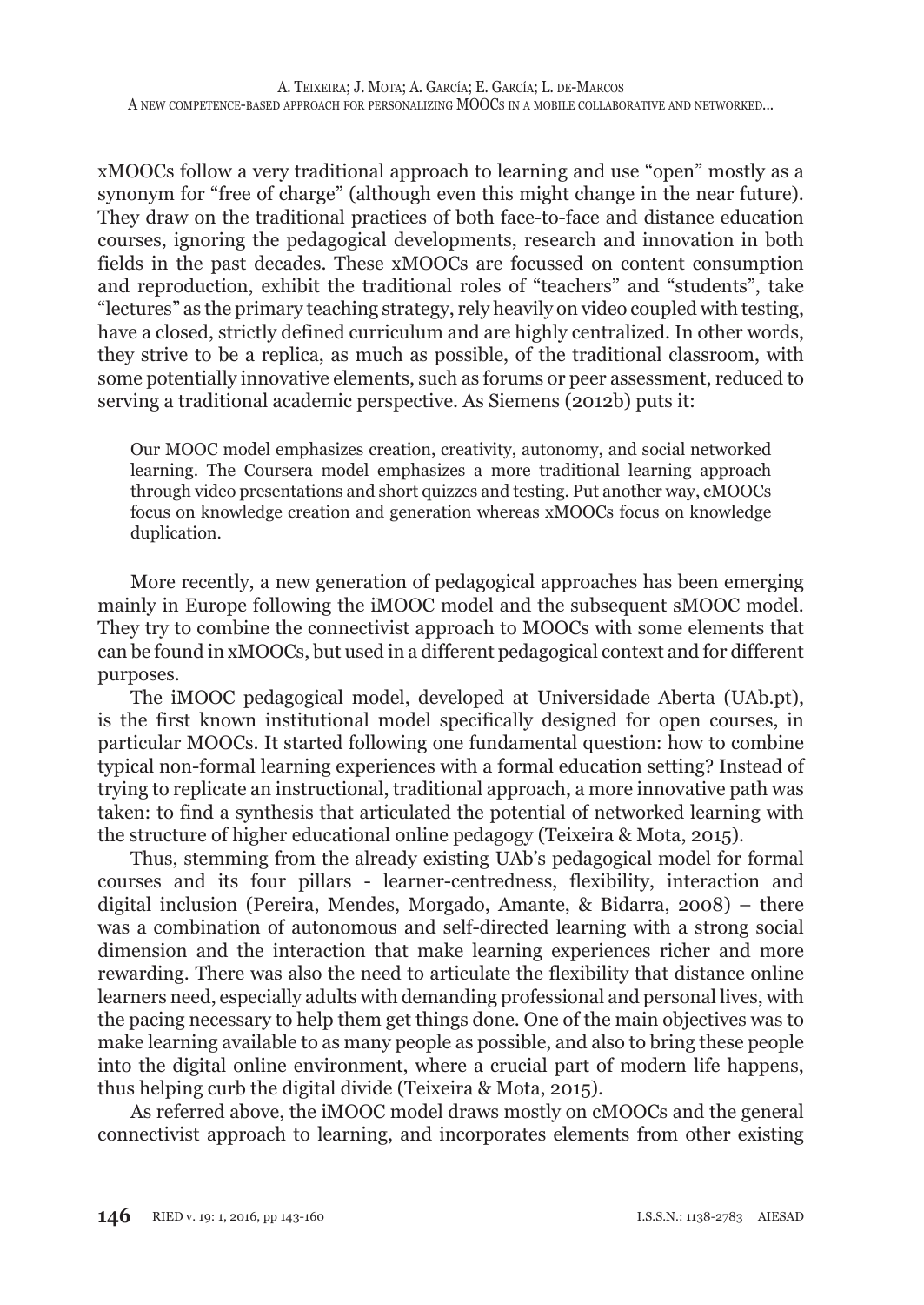xMOOCs follow a very traditional approach to learning and use "open" mostly as a synonym for "free of charge" (although even this might change in the near future). They draw on the traditional practices of both face-to-face and distance education courses, ignoring the pedagogical developments, research and innovation in both fields in the past decades. These xMOOCs are focussed on content consumption and reproduction, exhibit the traditional roles of "teachers" and "students", take "lectures" as the primary teaching strategy, rely heavily on video coupled with testing, have a closed, strictly defined curriculum and are highly centralized. In other words, they strive to be a replica, as much as possible, of the traditional classroom, with some potentially innovative elements, such as forums or peer assessment, reduced to serving a traditional academic perspective. As Siemens (2012b) puts it:

> Our MOOC model emphasizes creation, creativity, autonomy, and social networked learning. The Coursera model emphasizes a more traditional learning approach through video presentations and short quizzes and testing. Put another way, cMOOCs focus on knowledge creation and generation whereas xMOOCs focus on knowledge duplication.

More recently, a new generation of pedagogical approaches has been emerging mainly in Europe following the iMOOC model and the subsequent sMOOC model. They try to combine the connectivist approach to MOOCs with some elements that can be found in xMOOCs, but used in a different pedagogical context and for different purposes.

The iMOOC pedagogical model, developed at Universidade Aberta (UAb.pt), is the first known institutional model specifically designed for open courses, in particular MOOCs. It started following one fundamental question: how to combine typical non-formal learning experiences with a formal education setting? Instead of trying to replicate an instructional, traditional approach, a more innovative path was taken: to find a synthesis that articulated the potential of networked learning with the structure of higher educational online pedagogy (Teixeira & Mota, 2015).

Thus, stemming from the already existing UAb's pedagogical model for formal courses and its four pillars - learner-centredness, flexibility, interaction and digital inclusion (Pereira, Mendes, Morgado, Amante, & Bidarra, 2008) – there was a combination of autonomous and self-directed learning with a strong social dimension and the interaction that make learning experiences richer and more rewarding. There was also the need to articulate the flexibility that distance online learners need, especially adults with demanding professional and personal lives, with the pacing necessary to help them get things done. One of the main objectives was to make learning available to as many people as possible, and also to bring these people into the digital online environment, where a crucial part of modern life happens, thus helping curb the digital divide (Teixeira & Mota, 2015).

As referred above, the iMOOC model draws mostly on cMOOCs and the general connectivist approach to learning, and incorporates elements from other existing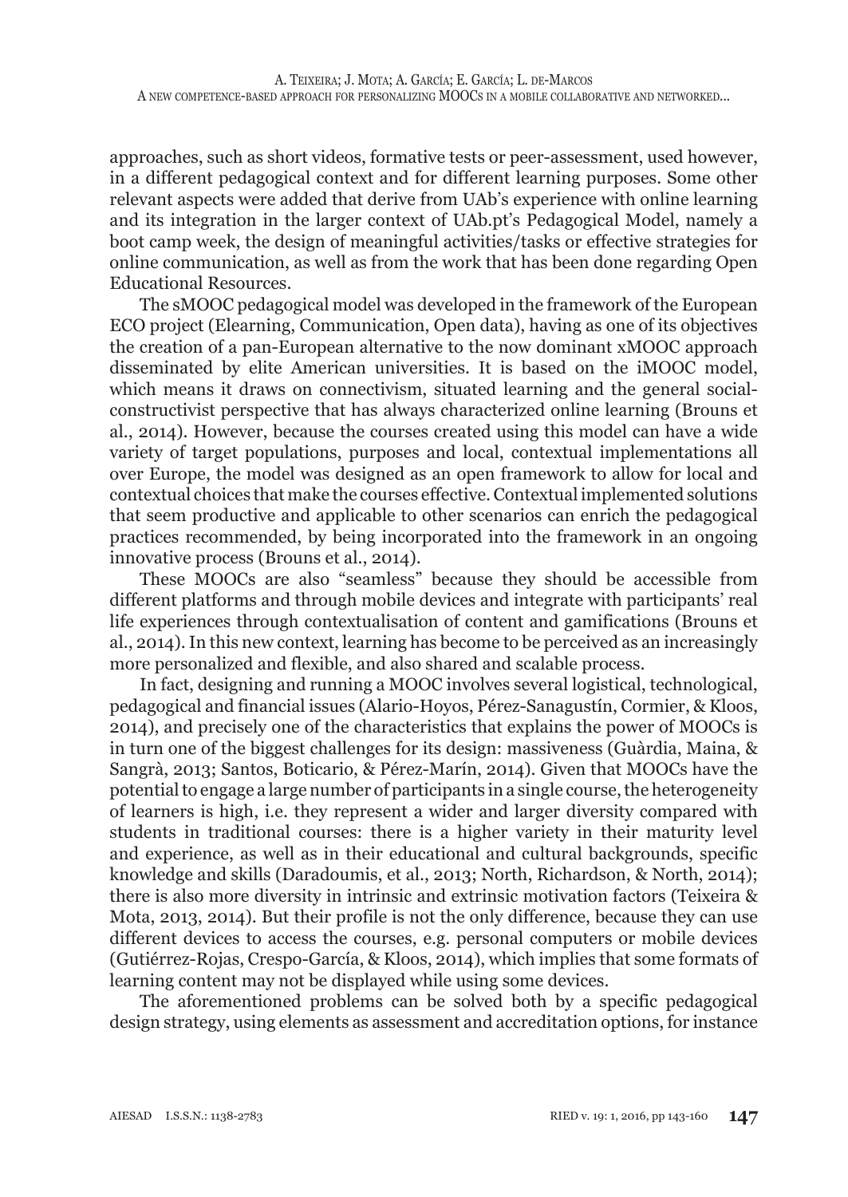approaches, such as short videos, formative tests or peer-assessment, used however, in a different pedagogical context and for different learning purposes. Some other relevant aspects were added that derive from UAb's experience with online learning and its integration in the larger context of UAb.pt's Pedagogical Model, namely a boot camp week, the design of meaningful activities/tasks or effective strategies for online communication, as well as from the work that has been done regarding Open Educational Resources.

The sMOOC pedagogical model was developed in the framework of the European ECO project (Elearning, Communication, Open data), having as one of its objectives the creation of a pan-European alternative to the now dominant xMOOC approach disseminated by elite American universities. It is based on the iMOOC model, which means it draws on connectivism, situated learning and the general social-constructivist perspective that has always characterized online learning (Brouns et al., 2014). However, because the courses created using this model can have a wide variety of target populations, purposes and local, contextual implementations all over Europe, the model was designed as an open framework to allow for local and contextual choices that make the courses effective. Contextual implemented solutions that seem productive and applicable to other scenarios can enrich the pedagogical practices recommended, by being incorporated into the framework in an ongoing innovative process (Brouns et al., 2014).

These MOOCs are also "seamless" because they should be accessible from different platforms and through mobile devices and integrate with participants' real life experiences through contextualisation of content and gamifications (Brouns et al., 2014). In this new context, learning has become to be perceived as an increasingly more personalized and flexible, and also shared and scalable process.

In fact, designing and running a MOOC involves several logistical, technological, pedagogical and financial issues (Alario-Hoyos, Pérez-Sanagustín, Cormier, & Kloos, 2014), and precisely one of the characteristics that explains the power of MOOCs is in turn one of the biggest challenges for its design: massiveness (Guàrdia, Maina, & Sangrà, 2013; Santos, Boticario, & Pérez-Marín, 2014). Given that MOOCs have the potential to engage a large number of participants in a single course, the heterogeneity of learners is high, i.e. they represent a wider and larger diversity compared with students in traditional courses: there is a higher variety in their maturity level and experience, as well as in their educational and cultural backgrounds, specific knowledge and skills (Daradoumis, et al., 2013; North, Richardson, & North, 2014); there is also more diversity in intrinsic and extrinsic motivation factors (Teixeira & Mota, 2013, 2014). But their profile is not the only difference, because they can use different devices to access the courses, e.g. personal computers or mobile devices (Gutiérrez-Rojas, Crespo-García, & Kloos, 2014), which implies that some formats of learning content may not be displayed while using some devices.

The aforementioned problems can be solved both by a specific pedagogical design strategy, using elements as assessment and accreditation options, for instance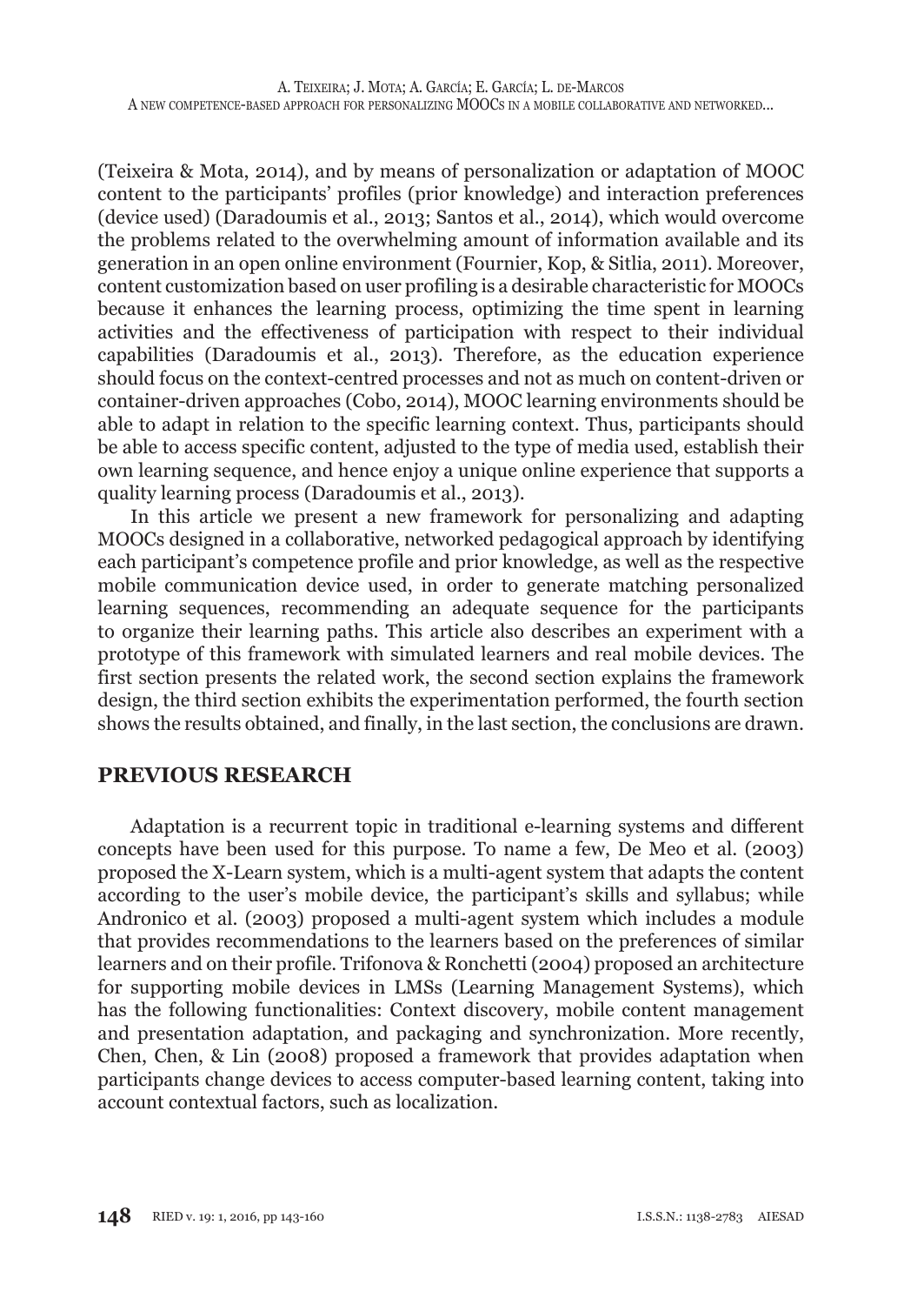(Teixeira & Mota, 2014), and by means of personalization or adaptation of MOOC content to the participants' profiles (prior knowledge) and interaction preferences (device used) (Daradoumis et al., 2013; Santos et al., 2014), which would overcome the problems related to the overwhelming amount of information available and its generation in an open online environment (Fournier, Kop, & Sitlia, 2011). Moreover, content customization based on user profiling is a desirable characteristic for MOOCs because it enhances the learning process, optimizing the time spent in learning activities and the effectiveness of participation with respect to their individual capabilities (Daradoumis et al., 2013). Therefore, as the education experience should focus on the context-centred processes and not as much on content-driven or container-driven approaches (Cobo, 2014), MOOC learning environments should be able to adapt in relation to the specific learning context. Thus, participants should be able to access specific content, adjusted to the type of media used, establish their own learning sequence, and hence enjoy a unique online experience that supports a quality learning process (Daradoumis et al., 2013).

In this article we present a new framework for personalizing and adapting MOOCs designed in a collaborative, networked pedagogical approach by identifying each participant's competence profile and prior knowledge, as well as the respective mobile communication device used, in order to generate matching personalized learning sequences, recommending an adequate sequence for the participants to organize their learning paths. This article also describes an experiment with a prototype of this framework with simulated learners and real mobile devices. The first section presents the related work, the second section explains the framework design, the third section exhibits the experimentation performed, the fourth section shows the results obtained, and finally, in the last section, the conclusions are drawn.

## PREVIOUS RESEARCH

Adaptation is a recurrent topic in traditional e-learning systems and different concepts have been used for this purpose. To name a few, De Meo et al. (2003) proposed the X-Learn system, which is a multi-agent system that adapts the content according to the user's mobile device, the participant's skills and syllabus; while Andronico et al. (2003) proposed a multi-agent system which includes a module that provides recommendations to the learners based on the preferences of similar learners and on their profile. Trifonova & Ronchetti (2004) proposed an architecture for supporting mobile devices in LMSs (Learning Management Systems), which has the following functionalities: Context discovery, mobile content management and presentation adaptation, and packaging and synchronization. More recently, Chen, Chen, & Lin (2008) proposed a framework that provides adaptation when participants change devices to access computer-based learning content, taking into account contextual factors, such as localization.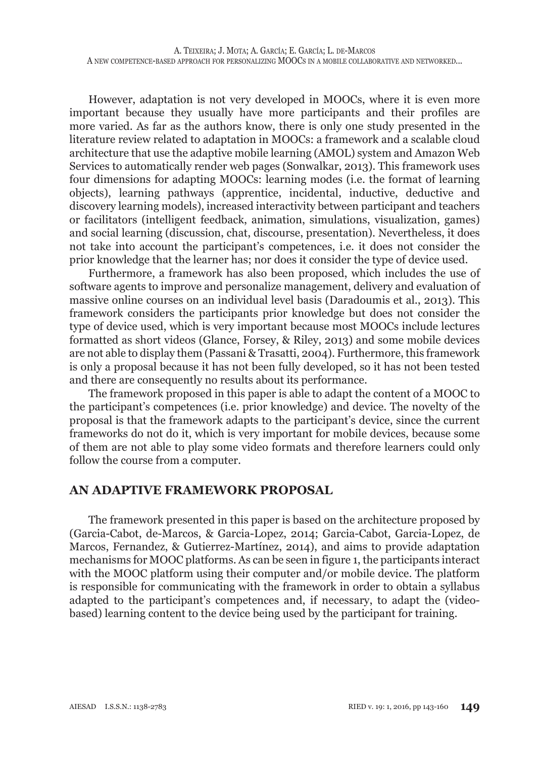However, adaptation is not very developed in MOOCs, where it is even more important because they usually have more participants and their profiles are more varied. As far as the authors know, there is only one study presented in the literature review related to adaptation in MOOCs: a framework and a scalable cloud architecture that use the adaptive mobile learning (AMOL) system and Amazon Web Services to automatically render web pages (Sonwalkar, 2013). This framework uses four dimensions for adapting MOOCs: learning modes (i.e. the format of learning objects), learning pathways (apprentice, incidental, inductive, deductive and discovery learning models), increased interactivity between participant and teachers or facilitators (intelligent feedback, animation, simulations, visualization, games) and social learning (discussion, chat, discourse, presentation). Nevertheless, it does not take into account the participant's competences, i.e. it does not consider the prior knowledge that the learner has; nor does it consider the type of device used.

Furthermore, a framework has also been proposed, which includes the use of software agents to improve and personalize management, delivery and evaluation of massive online courses on an individual level basis (Daradoumis et al., 2013). This framework considers the participants prior knowledge but does not consider the type of device used, which is very important because most MOOCs include lectures formatted as short videos (Glance, Forsey, & Riley, 2013) and some mobile devices are not able to display them (Passani & Trasatti, 2004). Furthermore, this framework is only a proposal because it has not been fully developed, so it has not been tested and there are consequently no results about its performance.

The framework proposed in this paper is able to adapt the content of a MOOC to the participant's competences (i.e. prior knowledge) and device. The novelty of the proposal is that the framework adapts to the participant's device, since the current frameworks do not do it, which is very important for mobile devices, because some of them are not able to play some video formats and therefore learners could only follow the course from a computer.

## AN ADAPTIVE FRAMEWORK PROPOSAL

The framework presented in this paper is based on the architecture proposed by (Garcia-Cabot, de-Marcos, & Garcia-Lopez, 2014; Garcia-Cabot, Garcia-Lopez, de Marcos, Fernandez, & Gutierrez-Martínez, 2014), and aims to provide adaptation mechanisms for MOOC platforms. As can be seen in figure 1, the participants interact with the MOOC platform using their computer and/or mobile device. The platform is responsible for communicating with the framework in order to obtain a syllabus adapted to the participant's competences and, if necessary, to adapt the (video-based) learning content to the device being used by the participant for training.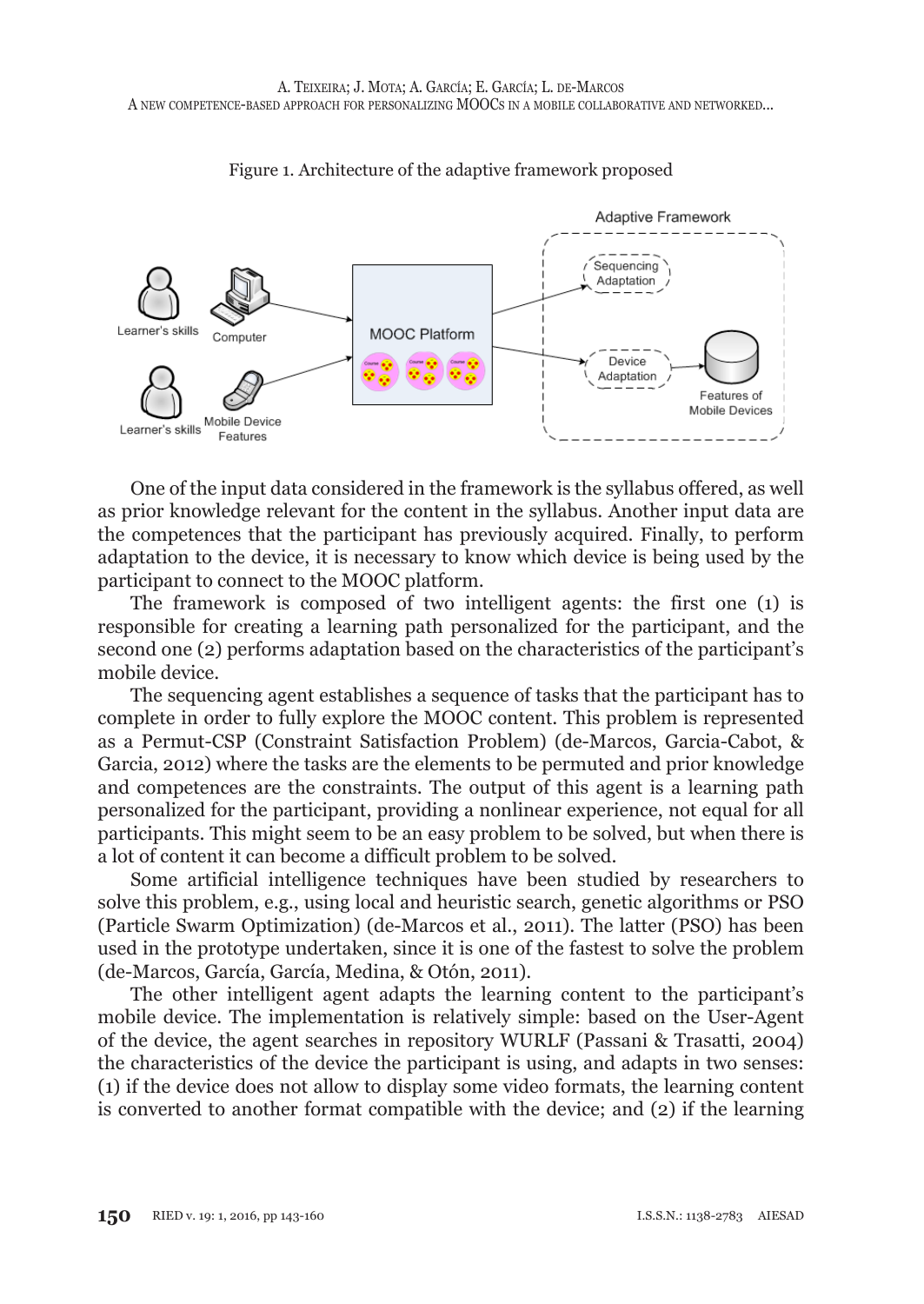Figure 1. Architecture of the adaptive framework proposed

Adaptive Framework

Sequencing Adaptation

Learner's skills

Computer

MOOC Platform

Device Adaptation

Features of Mobile Devices

Learner's skills

Mobile Device Features

One of the input data considered in the framework is the syllabus offered, as well as prior knowledge relevant for the content in the syllabus. Another input data are the competences that the participant has previously acquired. Finally, to perform adaptation to the device, it is necessary to know which device is being used by the participant to connect to the MOOC platform.

The framework is composed of two intelligent agents: the first one (1) is responsible for creating a learning path personalized for the participant, and the second one (2) performs adaptation based on the characteristics of the participant's mobile device.

The sequencing agent establishes a sequence of tasks that the participant has to complete in order to fully explore the MOOC content. This problem is represented as a Permut-CSP (Constraint Satisfaction Problem) (de-Marcos, Garcia-Cabot, & Garcia, 2012) where the tasks are the elements to be permuted and prior knowledge and competences are the constraints. The output of this agent is a learning path personalized for the participant, providing a nonlinear experience, not equal for all participants. This might seem to be an easy problem to be solved, but when there is a lot of content it can become a difficult problem to be solved.

Some artificial intelligence techniques have been studied by researchers to solve this problem, e.g., using local and heuristic search, genetic algorithms or PSO (Particle Swarm Optimization) (de-Marcos et al., 2011). The latter (PSO) has been used in the prototype undertaken, since it is one of the fastest to solve the problem (de-Marcos, García, García, Medina, & Otón, 2011).

The other intelligent agent adapts the learning content to the participant's mobile device. The implementation is relatively simple: based on the User-Agent of the device, the agent searches in repository WURLF (Passani & Trasatti, 2004) the characteristics of the device the participant is using, and adapts in two senses: (1) if the device does not allow to display some video formats, the learning content is converted to another format compatible with the device; and (2) if the learning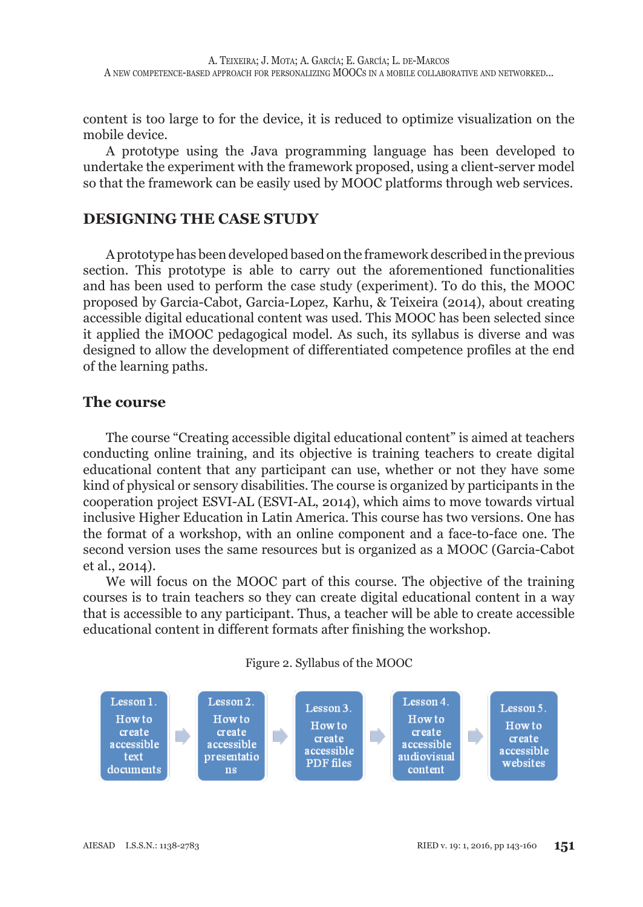content is too large to for the device, it is reduced to optimize visualization on the mobile device.

A prototype using the Java programming language has been developed to undertake the experiment with the framework proposed, using a client-server model so that the framework can be easily used by MOOC platforms through web services.

## DESIGNING THE CASE STUDY

A prototype has been developed based on the framework described in the previous section. This prototype is able to carry out the aforementioned functionalities and has been used to perform the case study (experiment). To do this, the MOOC proposed by Garcia-Cabot, Garcia-Lopez, Karhu, & Teixeira (2014), about creating accessible digital educational content was used. This MOOC has been selected since it applied the iMOOC pedagogical model. As such, its syllabus is diverse and was designed to allow the development of differentiated competence profiles at the end of the learning paths.

### The course

The course "Creating accessible digital educational content" is aimed at teachers conducting online training, and its objective is training teachers to create digital educational content that any participant can use, whether or not they have some kind of physical or sensory disabilities. The course is organized by participants in the cooperation project ESVI-AL (ESVI-AL, 2014), which aims to move towards virtual inclusive Higher Education in Latin America. This course has two versions. One has the format of a workshop, with an online component and a face-to-face one. The second version uses the same resources but is organized as a MOOC (Garcia-Cabot et al., 2014).

We will focus on the MOOC part of this course. The objective of the training courses is to train teachers so they can create digital educational content in a way that is accessible to any participant. Thus, a teacher will be able to create accessible educational content in different formats after finishing the workshop.

Figure 2. Syllabus of the MOOC

Lesson 1. How to create accessible text documents

Lesson 2. How to create accessible presentations

Lesson 3. How to create accessible PDF files

Lesson 4. How to create accessible audiovisual content

Lesson 5. How to create accessible websites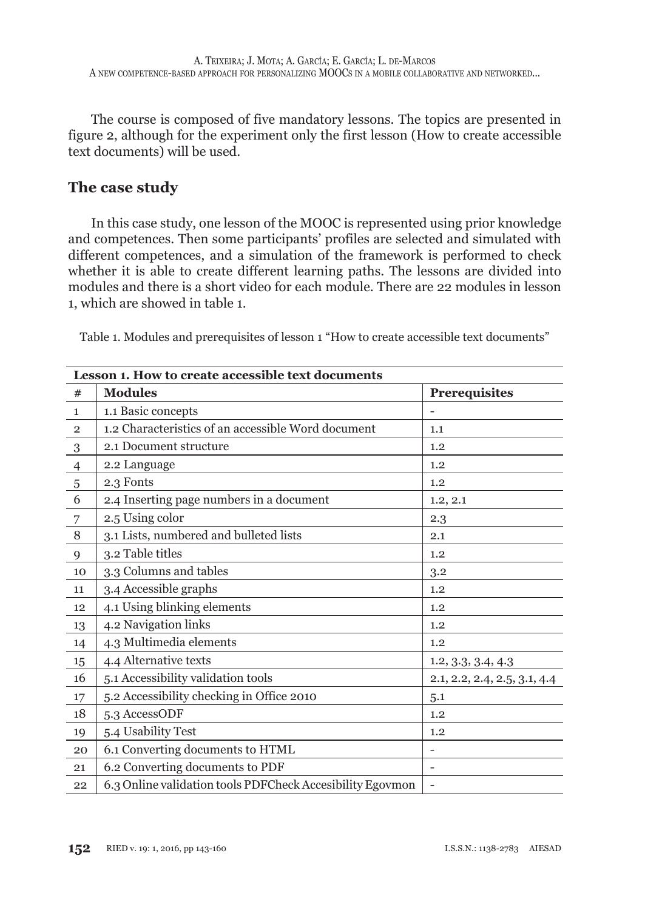The course is composed of five mandatory lessons. The topics are presented in figure 2, although for the experiment only the first lesson (How to create accessible text documents) will be used.

## The case study

In this case study, one lesson of the MOOC is represented using prior knowledge and competences. Then some participants' profiles are selected and simulated with different competences, and a simulation of the framework is performed to check whether it is able to create different learning paths. The lessons are divided into modules and there is a short video for each module. There are 22 modules in lesson 1, which are showed in table 1.

Table 1. Modules and prerequisites of lesson 1 "How to create accessible text documents"

| **Lesson 1. How to create accessible text documents** | | |
|---|---|---|
| **#** | **Modules** | **Prerequisites** |
| 1 | 1.1 Basic concepts | - |
| 2 | 1.2 Characteristics of an accessible Word document | 1.1 |
| 3 | 2.1 Document structure | 1.2 |
| 4 | 2.2 Language | 1.2 |
| 5 | 2.3 Fonts | 1.2 |
| 6 | 2.4 Inserting page numbers in a document | 1.2, 2.1 |
| 7 | 2.5 Using color | 2.3 |
| 8 | 3.1 Lists, numbered and bulleted lists | 2.1 |
| 9 | 3.2 Table titles | 1.2 |
| 10 | 3.3 Columns and tables | 3.2 |
| 11 | 3.4 Accessible graphs | 1.2 |
| 12 | 4.1 Using blinking elements | 1.2 |
| 13 | 4.2 Navigation links | 1.2 |
| 14 | 4.3 Multimedia elements | 1.2 |
| 15 | 4.4 Alternative texts | 1.2, 3.3, 3.4, 4.3 |
| 16 | 5.1 Accessibility validation tools | 2.1, 2.2, 2.4, 2.5, 3.1, 4.4 |
| 17 | 5.2 Accessibility checking in Office 2010 | 5.1 |
| 18 | 5.3 AccessODF | 1.2 |
| 19 | 5.4 Usability Test | 1.2 |
| 20 | 6.1 Converting documents to HTML | - |
| 21 | 6.2 Converting documents to PDF | - |
| 22 | 6.3 Online validation tools PDFCheck Accesibility Egovmon | - |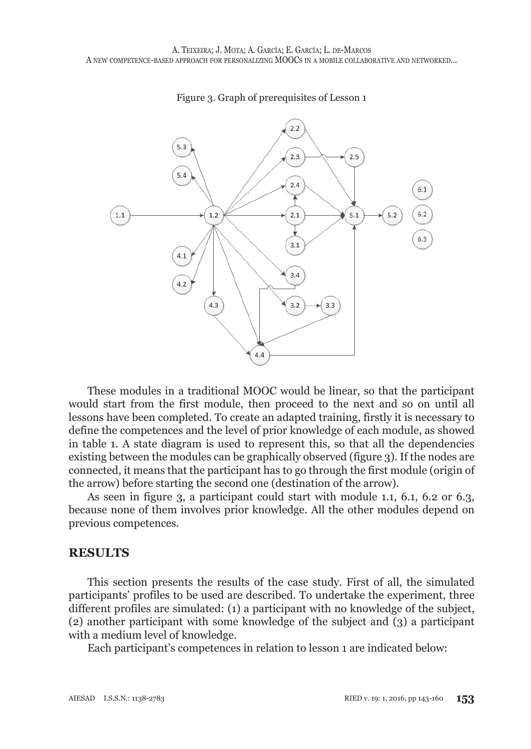Figure 3. Graph of prerequisites of Lesson 1

1.1
1.2
2.1
2.2
2.3
2.4
2.5
3.1
3.2
3.3
3.4
4.1
4.2
4.3
4.4
5.1
5.2
5.3
5.4
6.1
6.2
6.3

These modules in a traditional MOOC would be linear, so that the participant would start from the first module, then proceed to the next and so on until all lessons have been completed. To create an adapted training, firstly it is necessary to define the competences and the level of prior knowledge of each module, as showed in table 1. A state diagram is used to represent this, so that all the dependencies existing between the modules can be graphically observed (figure 3). If the nodes are connected, it means that the participant has to go through the first module (origin of the arrow) before starting the second one (destination of the arrow).

As seen in figure 3, a participant could start with module 1.1, 6.1, 6.2 or 6.3, because none of them involves prior knowledge. All the other modules depend on previous competences.

## RESULTS

This section presents the results of the case study. First of all, the simulated participants' profiles to be used are described. To undertake the experiment, three different profiles are simulated: (1) a participant with no knowledge of the subject, (2) another participant with some knowledge of the subject and (3) a participant with a medium level of knowledge.

Each participant's competences in relation to lesson 1 are indicated below: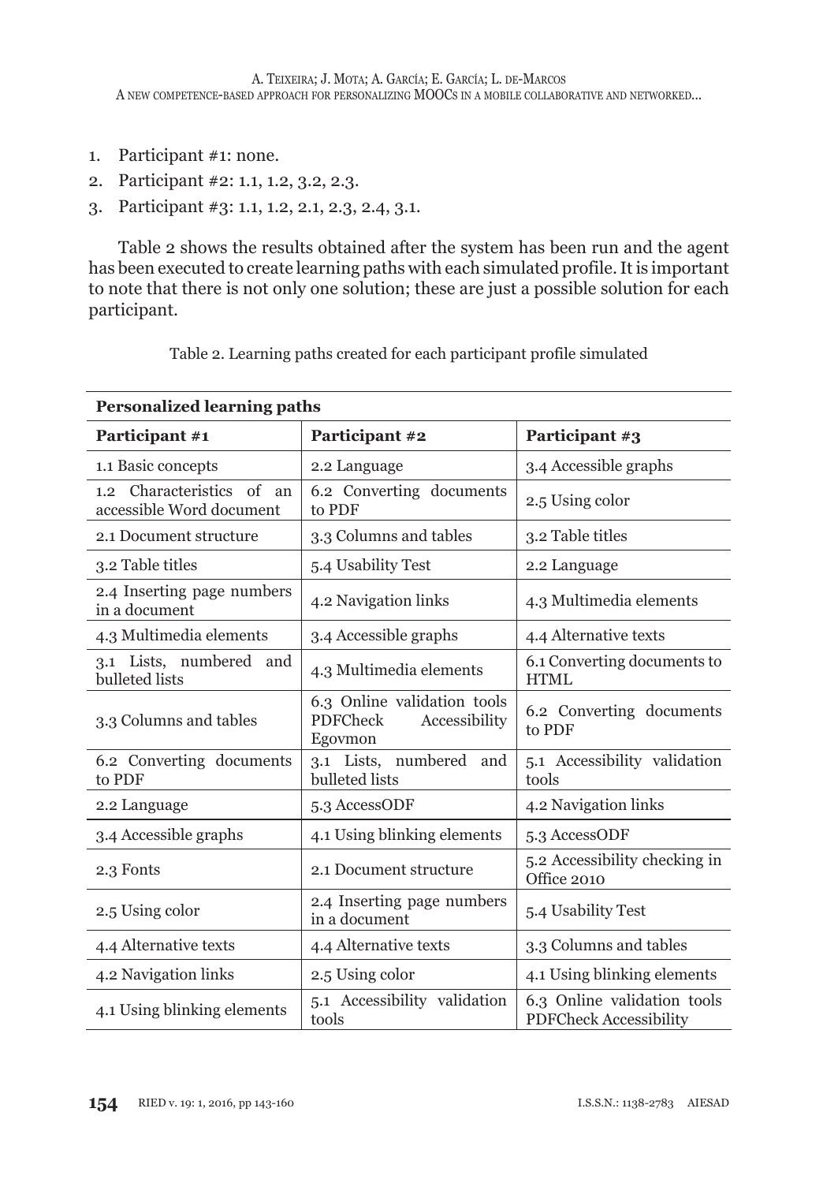1. Participant #1: none.
2. Participant #2: 1.1, 1.2, 3.2, 2.3.
3. Participant #3: 1.1, 1.2, 2.1, 2.3, 2.4, 3.1.

Table 2 shows the results obtained after the system has been run and the agent has been executed to create learning paths with each simulated profile. It is important to note that there is not only one solution; these are just a possible solution for each participant.

Table 2. Learning paths created for each participant profile simulated

| **Personalized learning paths** | | |
|---|---|---|
| **Participant #1** | **Participant #2** | **Participant #3** |
| 1.1 Basic concepts | 2.2 Language | 3.4 Accessible graphs |
| 1.2 Characteristics of an accessible Word document | 6.2 Converting documents to PDF | 2.5 Using color |
| 2.1 Document structure | 3.3 Columns and tables | 3.2 Table titles |
| 3.2 Table titles | 5.4 Usability Test | 2.2 Language |
| 2.4 Inserting page numbers in a document | 4.2 Navigation links | 4.3 Multimedia elements |
| 4.3 Multimedia elements | 3.4 Accessible graphs | 4.4 Alternative texts |
| 3.1 Lists, numbered and bulleted lists | 4.3 Multimedia elements | 6.1 Converting documents to HTML |
| 3.3 Columns and tables | 6.3 Online validation tools PDFCheck Accessibility Egovmon | 6.2 Converting documents to PDF |
| 6.2 Converting documents to PDF | 3.1 Lists, numbered and bulleted lists | 5.1 Accessibility validation tools |
| 2.2 Language | 5.3 AccessODF | 4.2 Navigation links |
| 3.4 Accessible graphs | 4.1 Using blinking elements | 5.3 AccessODF |
| 2.3 Fonts | 2.1 Document structure | 5.2 Accessibility checking in Office 2010 |
| 2.5 Using color | 2.4 Inserting page numbers in a document | 5.4 Usability Test |
| 4.4 Alternative texts | 4.4 Alternative texts | 3.3 Columns and tables |
| 4.2 Navigation links | 2.5 Using color | 4.1 Using blinking elements |
| 4.1 Using blinking elements | 5.1 Accessibility validation tools | 6.3 Online validation tools PDFCheck Accessibility |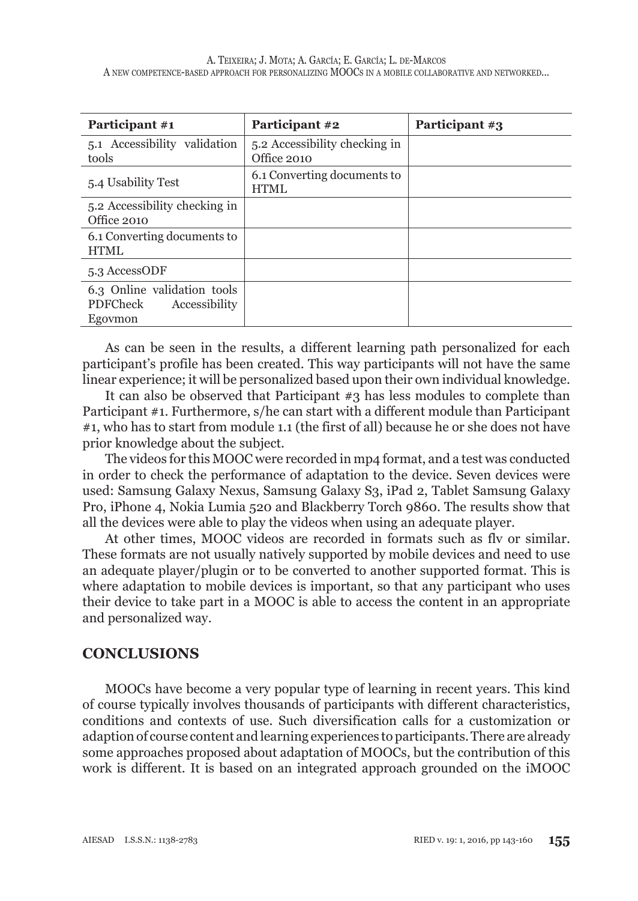| Participant #1 | Participant #2 | Participant #3 |
|---|---|---|
| 5.1 Accessibility validation tools | 5.2 Accessibility checking in Office 2010 | |
| 5.4 Usability Test | 6.1 Converting documents to HTML | |
| 5.2 Accessibility checking in Office 2010 | | |
| 6.1 Converting documents to HTML | | |
| 5.3 AccessODF | | |
| 6.3 Online validation tools PDFCheck Accessibility Egovmon | | |

As can be seen in the results, a different learning path personalized for each participant's profile has been created. This way participants will not have the same linear experience; it will be personalized based upon their own individual knowledge.

It can also be observed that Participant #3 has less modules to complete than Participant #1. Furthermore, s/he can start with a different module than Participant #1, who has to start from module 1.1 (the first of all) because he or she does not have prior knowledge about the subject.

The videos for this MOOC were recorded in mp4 format, and a test was conducted in order to check the performance of adaptation to the device. Seven devices were used: Samsung Galaxy Nexus, Samsung Galaxy S3, iPad 2, Tablet Samsung Galaxy Pro, iPhone 4, Nokia Lumia 520 and Blackberry Torch 9860. The results show that all the devices were able to play the videos when using an adequate player.

At other times, MOOC videos are recorded in formats such as flv or similar. These formats are not usually natively supported by mobile devices and need to use an adequate player/plugin or to be converted to another supported format. This is where adaptation to mobile devices is important, so that any participant who uses their device to take part in a MOOC is able to access the content in an appropriate and personalized way.

## CONCLUSIONS

MOOCs have become a very popular type of learning in recent years. This kind of course typically involves thousands of participants with different characteristics, conditions and contexts of use. Such diversification calls for a customization or adaption of course content and learning experiences to participants. There are already some approaches proposed about adaptation of MOOCs, but the contribution of this work is different. It is based on an integrated approach grounded on the iMOOC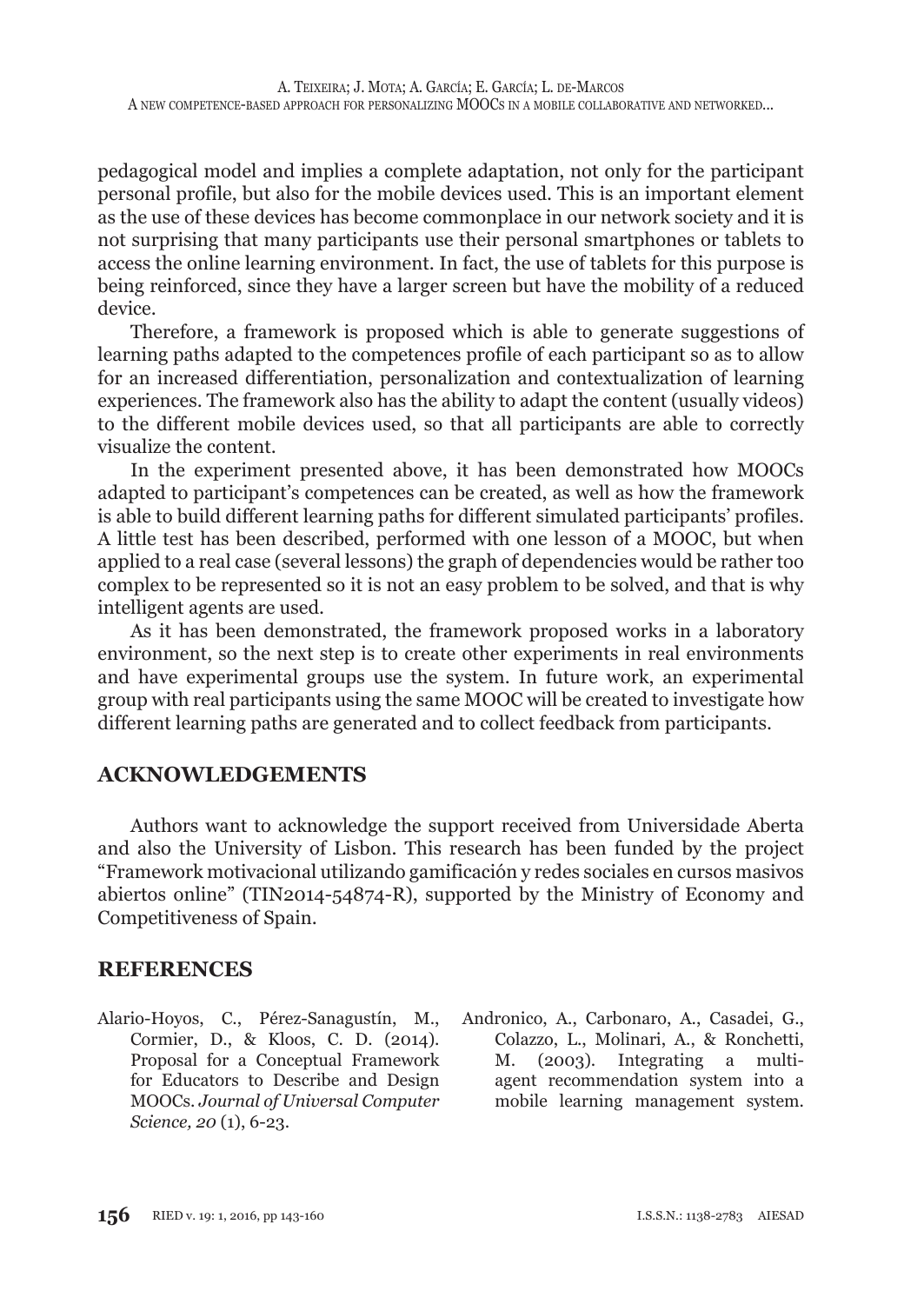pedagogical model and implies a complete adaptation, not only for the participant personal profile, but also for the mobile devices used. This is an important element as the use of these devices has become commonplace in our network society and it is not surprising that many participants use their personal smartphones or tablets to access the online learning environment. In fact, the use of tablets for this purpose is being reinforced, since they have a larger screen but have the mobility of a reduced device.

Therefore, a framework is proposed which is able to generate suggestions of learning paths adapted to the competences profile of each participant so as to allow for an increased differentiation, personalization and contextualization of learning experiences. The framework also has the ability to adapt the content (usually videos) to the different mobile devices used, so that all participants are able to correctly visualize the content.

In the experiment presented above, it has been demonstrated how MOOCs adapted to participant's competences can be created, as well as how the framework is able to build different learning paths for different simulated participants' profiles. A little test has been described, performed with one lesson of a MOOC, but when applied to a real case (several lessons) the graph of dependencies would be rather too complex to be represented so it is not an easy problem to be solved, and that is why intelligent agents are used.

As it has been demonstrated, the framework proposed works in a laboratory environment, so the next step is to create other experiments in real environments and have experimental groups use the system. In future work, an experimental group with real participants using the same MOOC will be created to investigate how different learning paths are generated and to collect feedback from participants.

## ACKNOWLEDGEMENTS

Authors want to acknowledge the support received from Universidade Aberta and also the University of Lisbon. This research has been funded by the project "Framework motivacional utilizando gamificación y redes sociales en cursos masivos abiertos online" (TIN2014-54874-R), supported by the Ministry of Economy and Competitiveness of Spain.

## REFERENCES

Alario-Hoyos, C., Pérez-Sanagustín, M., Cormier, D., & Kloos, C. D. (2014). Proposal for a Conceptual Framework for Educators to Describe and Design MOOCs. *Journal of Universal Computer Science, 20* (1), 6-23.

Andronico, A., Carbonaro, A., Casadei, G., Colazzo, L., Molinari, A., & Ronchetti, M. (2003). Integrating a multi-agent recommendation system into a mobile learning management system.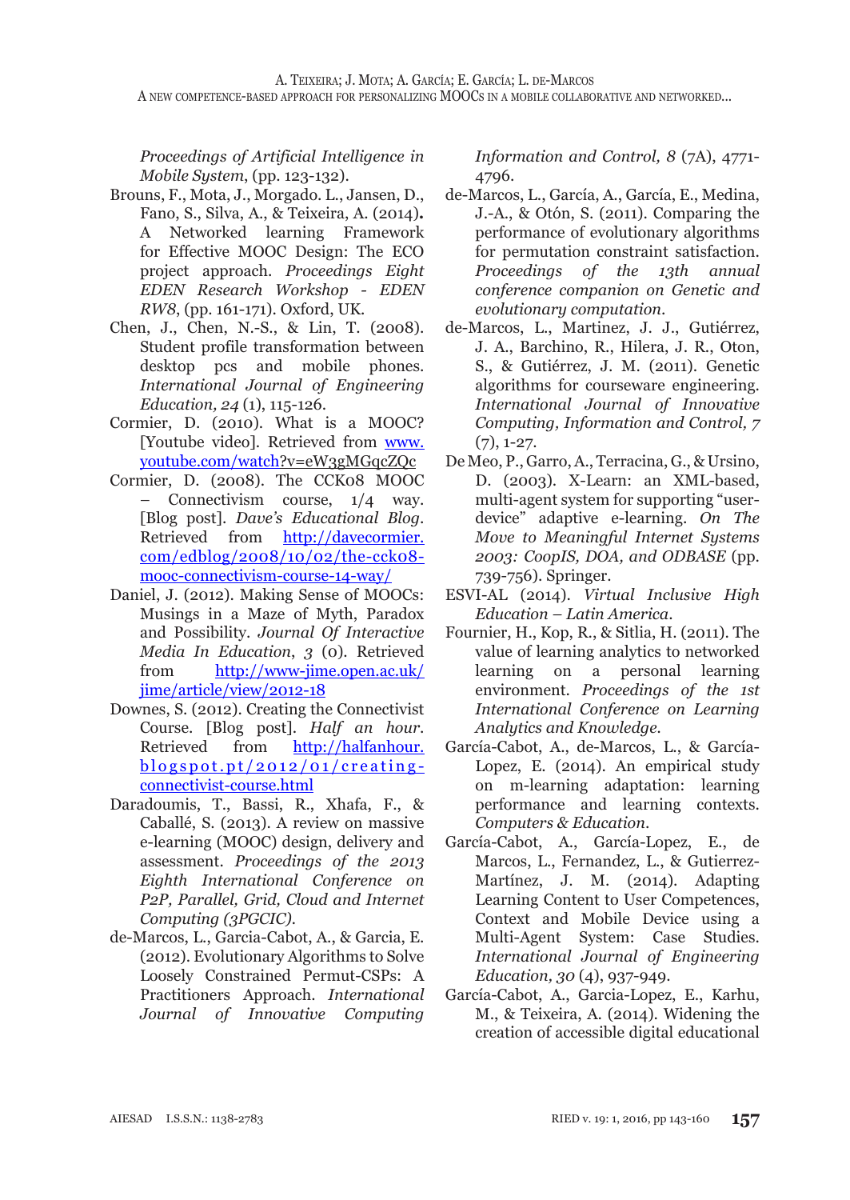*Proceedings of Artificial Intelligence in Mobile System*, (pp. 123-132).

Brouns, F., Mota, J., Morgado. L., Jansen, D., Fano, S., Silva, A., & Teixeira, A. (2014). A Networked learning Framework for Effective MOOC Design: The ECO project approach. *Proceedings Eight EDEN Research Workshop - EDEN RW8*, (pp. 161-171). Oxford, UK.

Chen, J., Chen, N.-S., & Lin, T. (2008). Student profile transformation between desktop pcs and mobile phones. *International Journal of Engineering Education, 24* (1), 115-126.

Cormier, D. (2010). What is a MOOC? [Youtube video]. Retrieved from www.youtube.com/watch?v=eW3gMGqcZQc

Cormier, D. (2008). The CCK08 MOOC – Connectivism course, 1/4 way. [Blog post]. *Dave's Educational Blog*. Retrieved from http://davecormier.com/edblog/2008/10/02/the-cck08-mooc-connectivism-course-14-way/

Daniel, J. (2012). Making Sense of MOOCs: Musings in a Maze of Myth, Paradox and Possibility. *Journal Of Interactive Media In Education, 3* (0). Retrieved from http://www-jime.open.ac.uk/jime/article/view/2012-18

Downes, S. (2012). Creating the Connectivist Course. [Blog post]. *Half an hour*. Retrieved from http://halfanhour.blogspot.pt/2012/01/creating-connectivist-course.html

Daradoumis, T., Bassi, R., Xhafa, F., & Caballé, S. (2013). A review on massive e-learning (MOOC) design, delivery and assessment. *Proceedings of the 2013 Eighth International Conference on P2P, Parallel, Grid, Cloud and Internet Computing (3PGCIC)*.

de-Marcos, L., Garcia-Cabot, A., & Garcia, E. (2012). Evolutionary Algorithms to Solve Loosely Constrained Permut-CSPs: A Practitioners Approach. *International Journal of Innovative Computing Information and Control, 8* (7A), 4771-4796.

de-Marcos, L., García, A., García, E., Medina, J.-A., & Otón, S. (2011). Comparing the performance of evolutionary algorithms for permutation constraint satisfaction. *Proceedings of the 13th annual conference companion on Genetic and evolutionary computation*.

de-Marcos, L., Martinez, J. J., Gutiérrez, J. A., Barchino, R., Hilera, J. R., Oton, S., & Gutiérrez, J. M. (2011). Genetic algorithms for courseware engineering. *International Journal of Innovative Computing, Information and Control, 7* (7), 1-27.

De Meo, P., Garro, A., Terracina, G., & Ursino, D. (2003). X-Learn: an XML-based, multi-agent system for supporting "user-device" adaptive e-learning. *On The Move to Meaningful Internet Systems 2003: CoopIS, DOA, and ODBASE* (pp. 739-756). Springer.

ESVI-AL (2014). *Virtual Inclusive High Education – Latin America*.

Fournier, H., Kop, R., & Sitlia, H. (2011). The value of learning analytics to networked learning on a personal learning environment. *Proceedings of the 1st International Conference on Learning Analytics and Knowledge.*

García-Cabot, A., de-Marcos, L., & García-Lopez, E. (2014). An empirical study on m-learning adaptation: learning performance and learning contexts. *Computers & Education*.

García-Cabot, A., García-Lopez, E., de Marcos, L., Fernandez, L., & Gutierrez-Martínez, J. M. (2014). Adapting Learning Content to User Competences, Context and Mobile Device using a Multi-Agent System: Case Studies. *International Journal of Engineering Education, 30* (4), 937-949.

García-Cabot, A., Garcia-Lopez, E., Karhu, M., & Teixeira, A. (2014). Widening the creation of accessible digital educational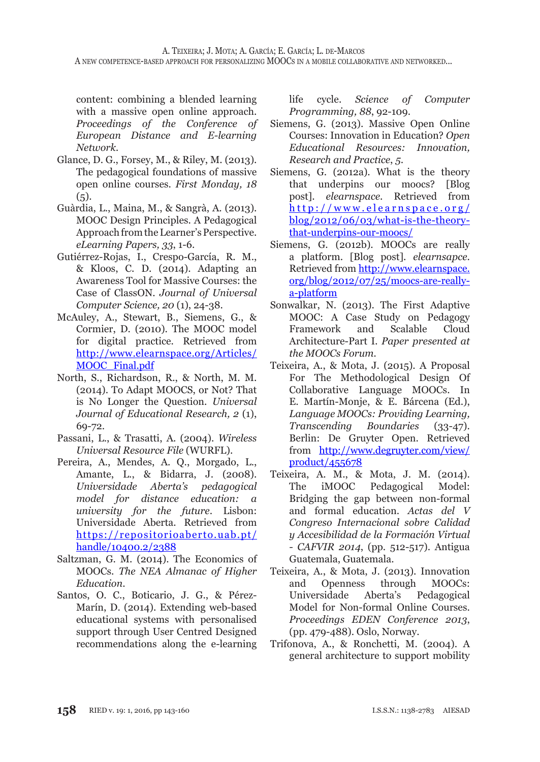content: combining a blended learning with a massive open online approach. *Proceedings of the Conference of European Distance and E-learning Network.*

Glance, D. G., Forsey, M., & Riley, M. (2013). The pedagogical foundations of massive open online courses. *First Monday, 18* (5).

Guàrdia, L., Maina, M., & Sangrà, A. (2013). MOOC Design Principles. A Pedagogical Approach from the Learner's Perspective. *eLearning Papers, 33*, 1-6.

Gutiérrez-Rojas, I., Crespo-García, R. M., & Kloos, C. D. (2014). Adapting an Awareness Tool for Massive Courses: the Case of ClassON. *Journal of Universal Computer Science, 20* (1), 24-38.

McAuley, A., Stewart, B., Siemens, G., & Cormier, D. (2010). The MOOC model for digital practice. Retrieved from http://www.elearnspace.org/Articles/MOOC_Final.pdf

North, S., Richardson, R., & North, M. M. (2014). To Adapt MOOCS, or Not? That is No Longer the Question. *Universal Journal of Educational Research, 2* (1), 69-72.

Passani, L., & Trasatti, A. (2004). *Wireless Universal Resource File* (WURFL).

Pereira, A., Mendes, A. Q., Morgado, L., Amante, L., & Bidarra, J. (2008). *Universidade Aberta's pedagogical model for distance education: a university for the future.* Lisbon: Universidade Aberta. Retrieved from https://repositorioaberto.uab.pt/handle/10400.2/2388

Saltzman, G. M. (2014). The Economics of MOOCs. *The NEA Almanac of Higher Education.*

Santos, O. C., Boticario, J. G., & Pérez-Marín, D. (2014). Extending web-based educational systems with personalised support through User Centred Designed recommendations along the e-learning life cycle. *Science of Computer Programming, 88*, 92-109.

Siemens, G. (2013). Massive Open Online Courses: Innovation in Education? *Open Educational Resources: Innovation, Research and Practice, 5.*

Siemens, G. (2012a). What is the theory that underpins our moocs? [Blog post]. *elearnspace.* Retrieved from http://www.elearnspace.org/blog/2012/06/03/what-is-the-theory-that-underpins-our-moocs/

Siemens, G. (2012b). MOOCs are really a platform. [Blog post]. *elearnsapce.* Retrieved from http://www.elearnspace.org/blog/2012/07/25/moocs-are-really-a-platform

Sonwalkar, N. (2013). The First Adaptive MOOC: A Case Study on Pedagogy Framework and Scalable Cloud Architecture-Part I. *Paper presented at the MOOCs Forum.*

Teixeira, A., & Mota, J. (2015). A Proposal For The Methodological Design Of Collaborative Language MOOCs. In E. Martín-Monje, & E. Bárcena (Ed.), *Language MOOCs: Providing Learning, Transcending Boundaries* (33-47). Berlin: De Gruyter Open. Retrieved from http://www.degruyter.com/view/product/455678

Teixeira, A. M., & Mota, J. M. (2014). The iMOOC Pedagogical Model: Bridging the gap between non-formal and formal education. *Actas del V Congreso Internacional sobre Calidad y Accesibilidad de la Formación Virtual - CAFVIR 2014*, (pp. 512-517). Antigua Guatemala, Guatemala.

Teixeira, A., & Mota, J. (2013). Innovation and Openness through MOOCs: Universidade Aberta's Pedagogical Model for Non-formal Online Courses. *Proceedings EDEN Conference 2013*, (pp. 479-488). Oslo, Norway.

Trifonova, A., & Ronchetti, M. (2004). A general architecture to support mobility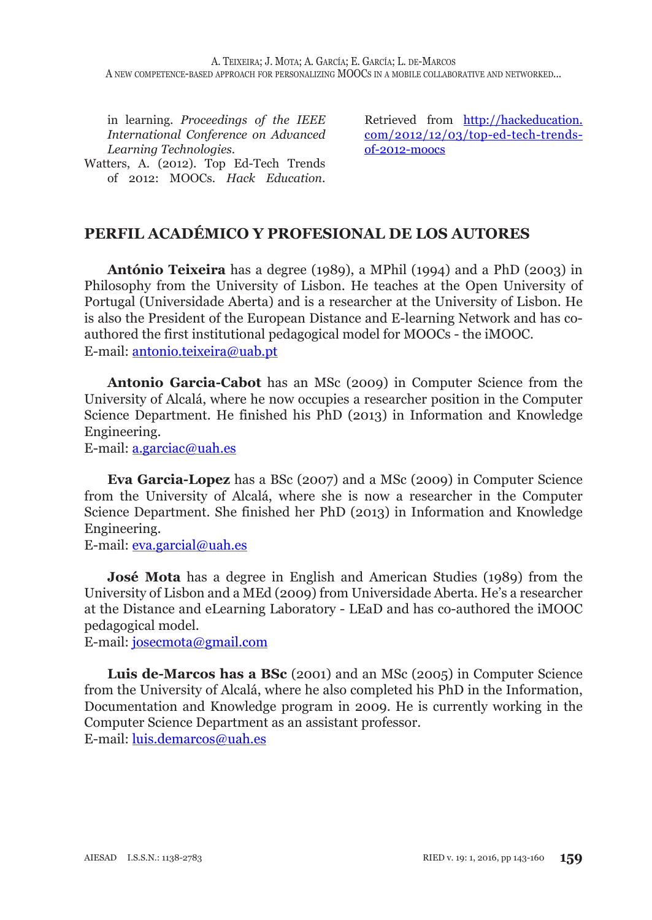in learning. *Proceedings of the IEEE International Conference on Advanced Learning Technologies*.

Watters, A. (2012). Top Ed-Tech Trends of 2012: MOOCs. *Hack Education*. Retrieved from http://hackeducation.com/2012/12/03/top-ed-tech-trends-of-2012-moocs

## PERFIL ACADÉMICO Y PROFESIONAL DE LOS AUTORES

**António Teixeira** has a degree (1989), a MPhil (1994) and a PhD (2003) in Philosophy from the University of Lisbon. He teaches at the Open University of Portugal (Universidade Aberta) and is a researcher at the University of Lisbon. He is also the President of the European Distance and E-learning Network and has co-authored the first institutional pedagogical model for MOOCs - the iMOOC.
E-mail: antonio.teixeira@uab.pt

**Antonio Garcia-Cabot** has an MSc (2009) in Computer Science from the University of Alcalá, where he now occupies a researcher position in the Computer Science Department. He finished his PhD (2013) in Information and Knowledge Engineering.
E-mail: a.garciac@uah.es

**Eva Garcia-Lopez** has a BSc (2007) and a MSc (2009) in Computer Science from the University of Alcalá, where she is now a researcher in the Computer Science Department. She finished her PhD (2013) in Information and Knowledge Engineering.
E-mail: eva.garcial@uah.es

**José Mota** has a degree in English and American Studies (1989) from the University of Lisbon and a MEd (2009) from Universidade Aberta. He's a researcher at the Distance and eLearning Laboratory - LEaD and has co-authored the iMOOC pedagogical model.
E-mail: josecmota@gmail.com

**Luis de-Marcos has a BSc** (2001) and an MSc (2005) in Computer Science from the University of Alcalá, where he also completed his PhD in the Information, Documentation and Knowledge program in 2009. He is currently working in the Computer Science Department as an assistant professor.
E-mail: luis.demarcos@uah.es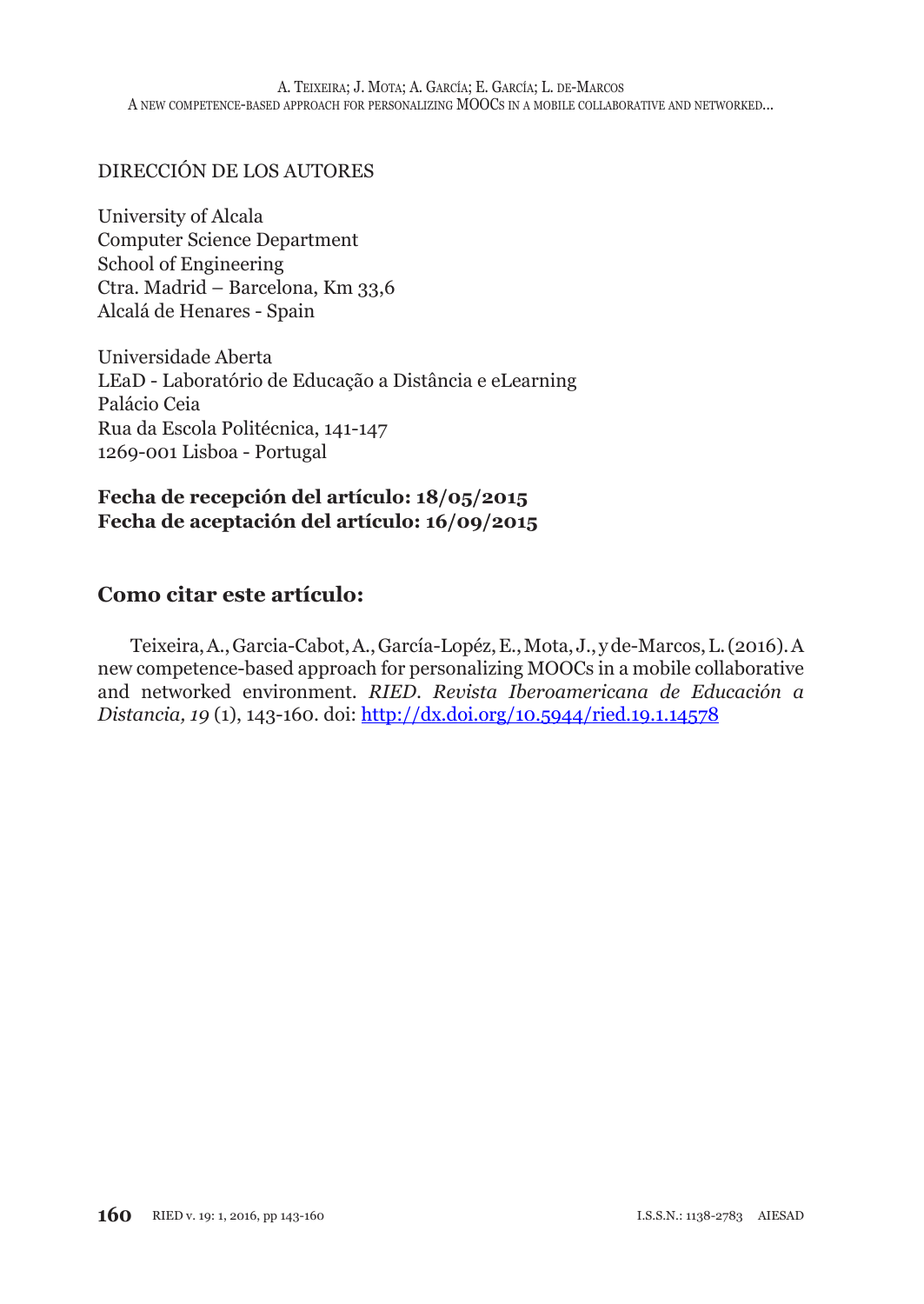DIRECCIÓN DE LOS AUTORES

University of Alcala  
Computer Science Department  
School of Engineering  
Ctra. Madrid – Barcelona, Km 33,6  
Alcalá de Henares - Spain

Universidade Aberta  
LEaD - Laboratório de Educação a Distância e eLearning  
Palácio Ceia  
Rua da Escola Politécnica, 141-147  
1269-001 Lisboa - Portugal

**Fecha de recepción del artículo: 18/05/2015**  
**Fecha de aceptación del artículo: 16/09/2015**

## Como citar este artículo:

Teixeira, A., Garcia-Cabot, A., García-Lopéz, E., Mota, J., y de-Marcos, L. (2016). A new competence-based approach for personalizing MOOCs in a mobile collaborative and networked environment. *RIED. Revista Iberoamericana de Educación a Distancia, 19* (1), 143-160. doi: http://dx.doi.org/10.5944/ried.19.1.14578